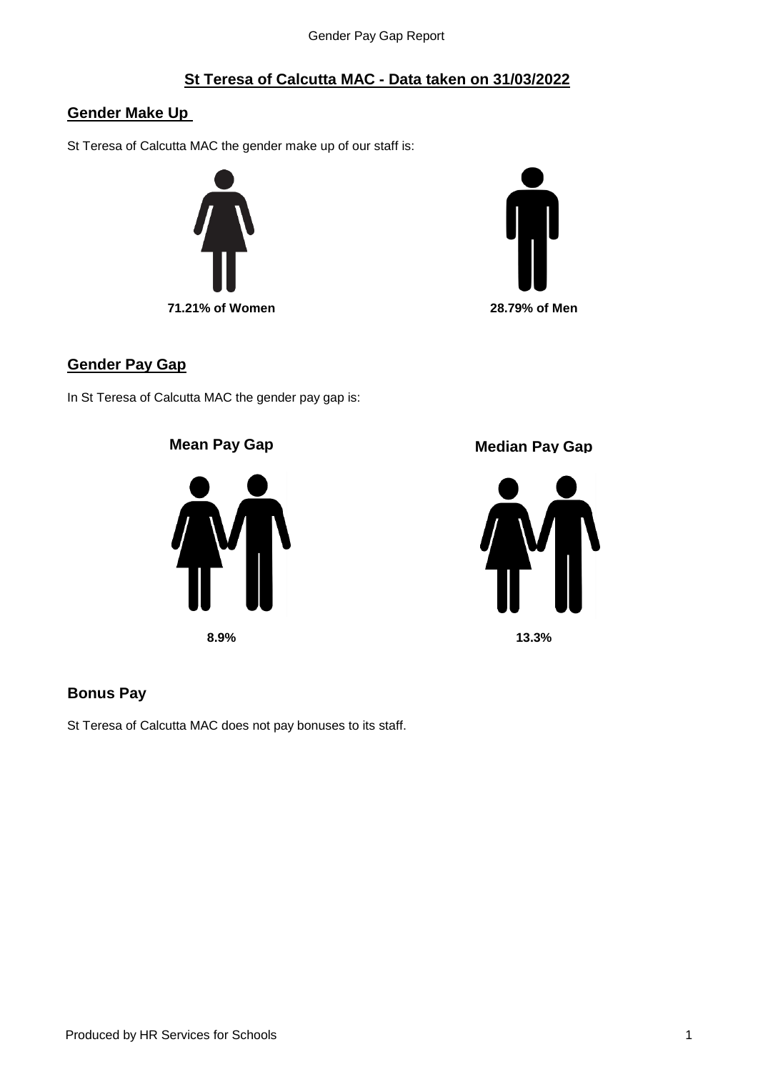## St Teresa of Calcutta MAC - Data taken on 31/03/2022

### Gender Make Up

St Teresa of Calcutta MAC the gender make up of our staff is:

**71.21% of Women**

**28.79% of Men**

### Gender Pay Gap

In St Teresa of Calcutta MAC the gender pay gap is:

**Mean Pay Gap**

**8.9%**

**Median Pay Gap**

**13.3%**

### Bonus Pay

St Teresa of Calcutta MAC does not pay bonuses to its staff.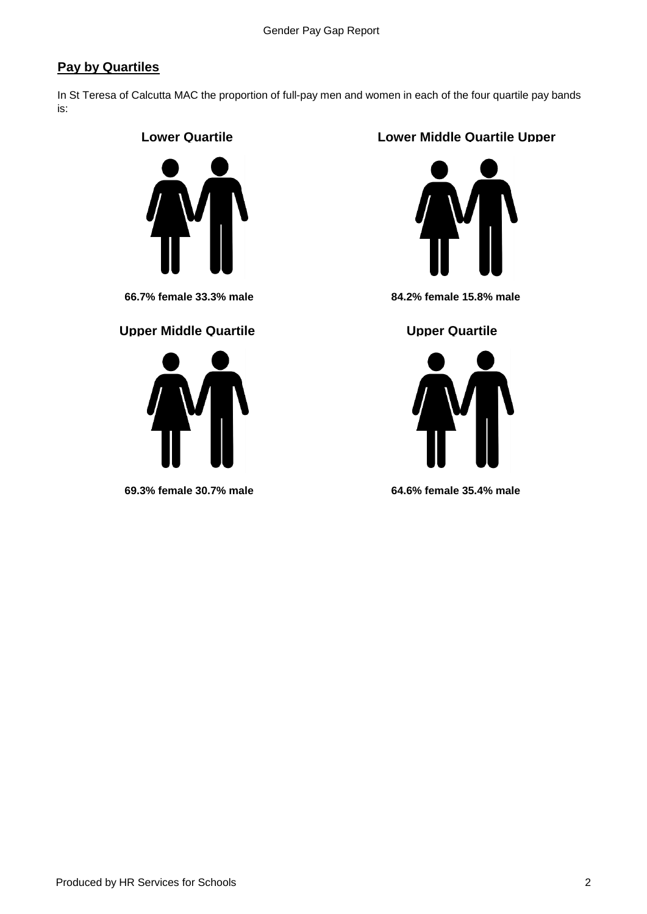## Pay by Quartiles

In St Teresa of Calcutta MAC the proportion of full-pay men and women in each of the four quartile pay bands is:

**Lower Quartile**

**66.7% female 33.3% male**

**Lower Middle Quartile Upper**

**84.2% female 15.8% male**

**Upper Middle Quartile**

**69.3% female 30.7% male**

**Upper Quartile**

**64.6% female 35.4% male**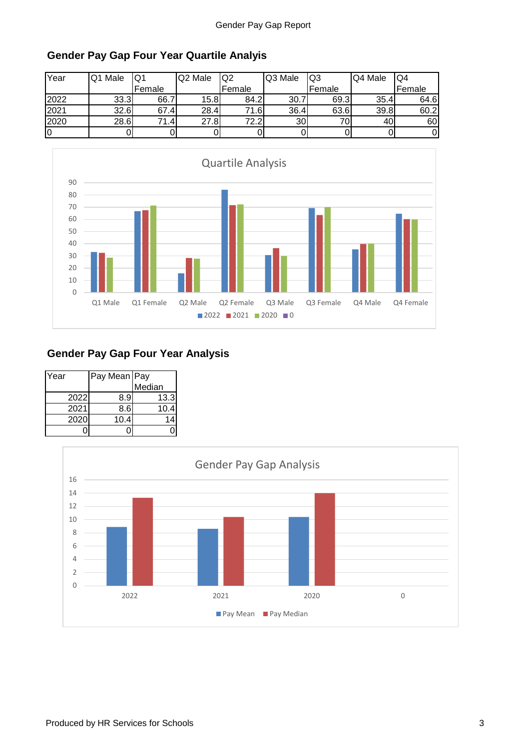## Gender Pay Gap Four Year Quartile Analyis

| Year | Q1 Male | Q1 Female | Q2 Male | Q2 Female | Q3 Male | Q3 Female | Q4 Male | Q4 Female |
|---|---|---|---|---|---|---|---|---|
| 2022 | 33.3 | 66.7 | 15.8 | 84.2 | 30.7 | 69.3 | 35.4 | 64.6 |
| 2021 | 32.6 | 67.4 | 28.4 | 71.6 | 36.4 | 63.6 | 39.8 | 60.2 |
| 2020 | 28.6 | 71.4 | 27.8 | 72.2 | 30 | 70 | 40 | 60 |
| 0 | 0 | 0 | 0 | 0 | 0 | 0 | 0 | 0 |

Quartile Analysis

90
80
70
60
50
40
30
20
10
0

Q1 Male Q1 Female Q2 Male Q2 Female Q3 Male Q3 Female Q4 Male Q4 Female

2022 2021 2020 0

## Gender Pay Gap Four Year Analysis

| Year | Pay Mean | Pay Median |
|---|---|---|
| 2022 | 8.9 | 13.3 |
| 2021 | 8.6 | 10.4 |
| 2020 | 10.4 | 14 |
| 0 | 0 | 0 |

Gender Pay Gap Analysis

16
14
12
10
8
6
4
2
0

2022 2021 2020 0

Pay Mean Pay Median

Produced by HR Services for Schools